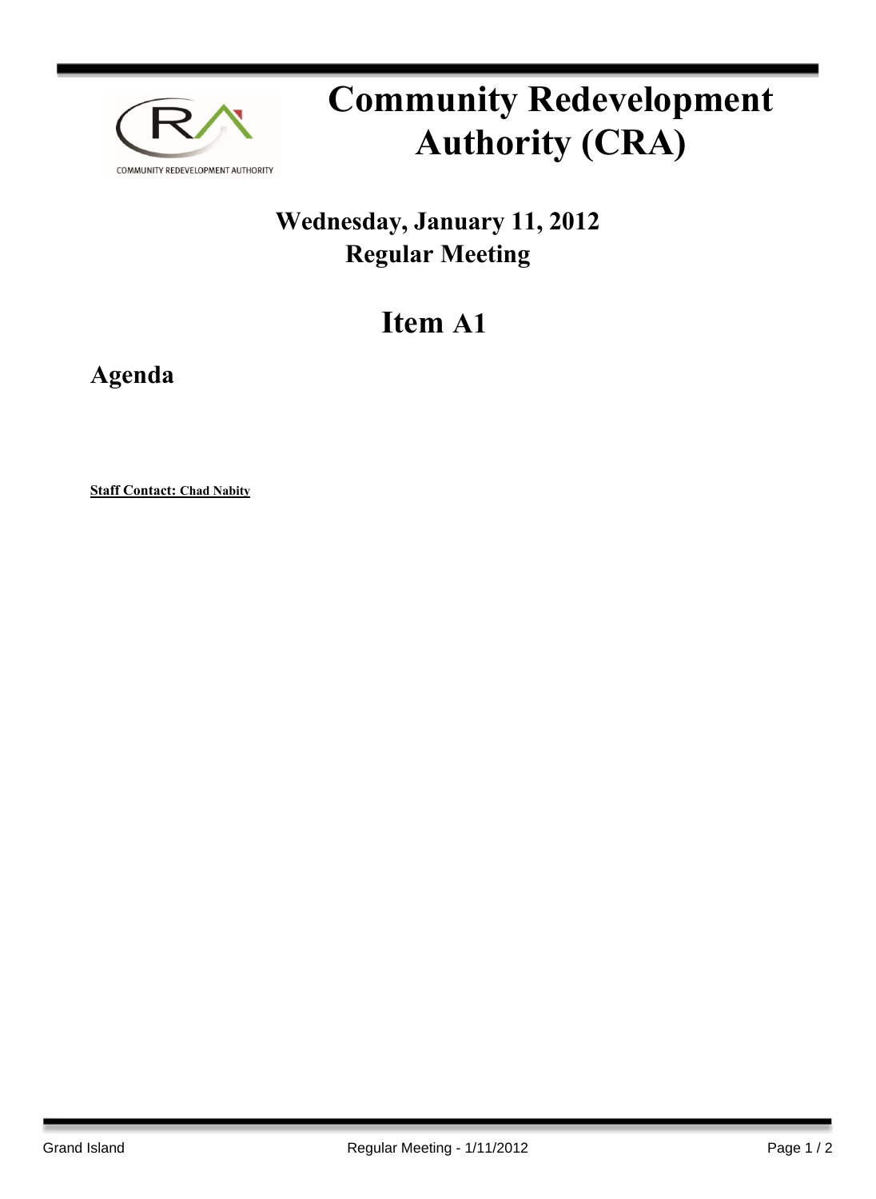# Community Redevelopment Authority (CRA)

## Wednesday, January 11, 2012
## Regular Meeting

# Item A1

## Agenda

**Staff Contact: Chad Nabity**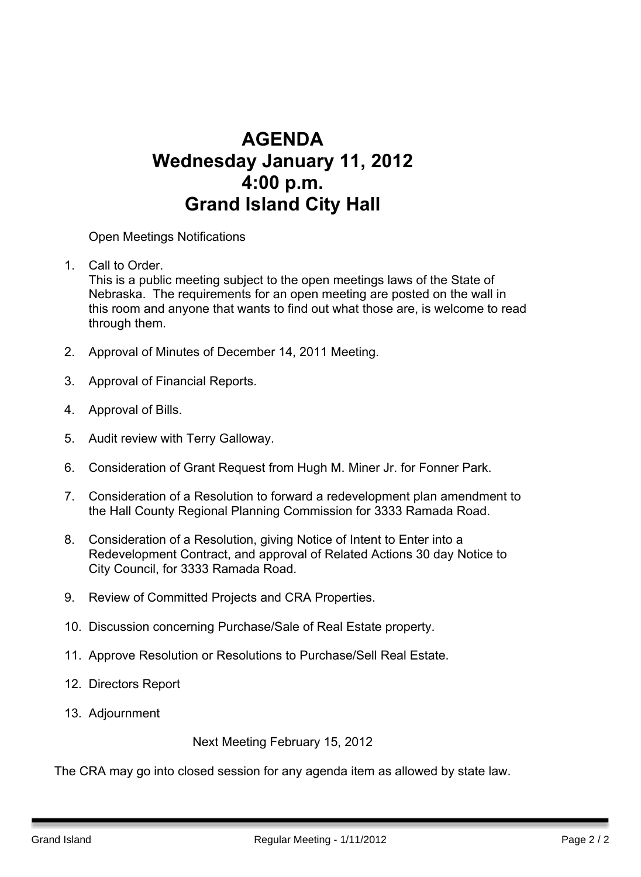# AGENDA
# Wednesday January 11, 2012
# 4:00 p.m.
# Grand Island City Hall

Open Meetings Notifications

1. Call to Order.
   This is a public meeting subject to the open meetings laws of the State of Nebraska. The requirements for an open meeting are posted on the wall in this room and anyone that wants to find out what those are, is welcome to read through them.

2. Approval of Minutes of December 14, 2011 Meeting.

3. Approval of Financial Reports.

4. Approval of Bills.

5. Audit review with Terry Galloway.

6. Consideration of Grant Request from Hugh M. Miner Jr. for Fonner Park.

7. Consideration of a Resolution to forward a redevelopment plan amendment to the Hall County Regional Planning Commission for 3333 Ramada Road.

8. Consideration of a Resolution, giving Notice of Intent to Enter into a Redevelopment Contract, and approval of Related Actions 30 day Notice to City Council, for 3333 Ramada Road.

9. Review of Committed Projects and CRA Properties.

10. Discussion concerning Purchase/Sale of Real Estate property.

11. Approve Resolution or Resolutions to Purchase/Sell Real Estate.

12. Directors Report

13. Adjournment

Next Meeting February 15, 2012

The CRA may go into closed session for any agenda item as allowed by state law.